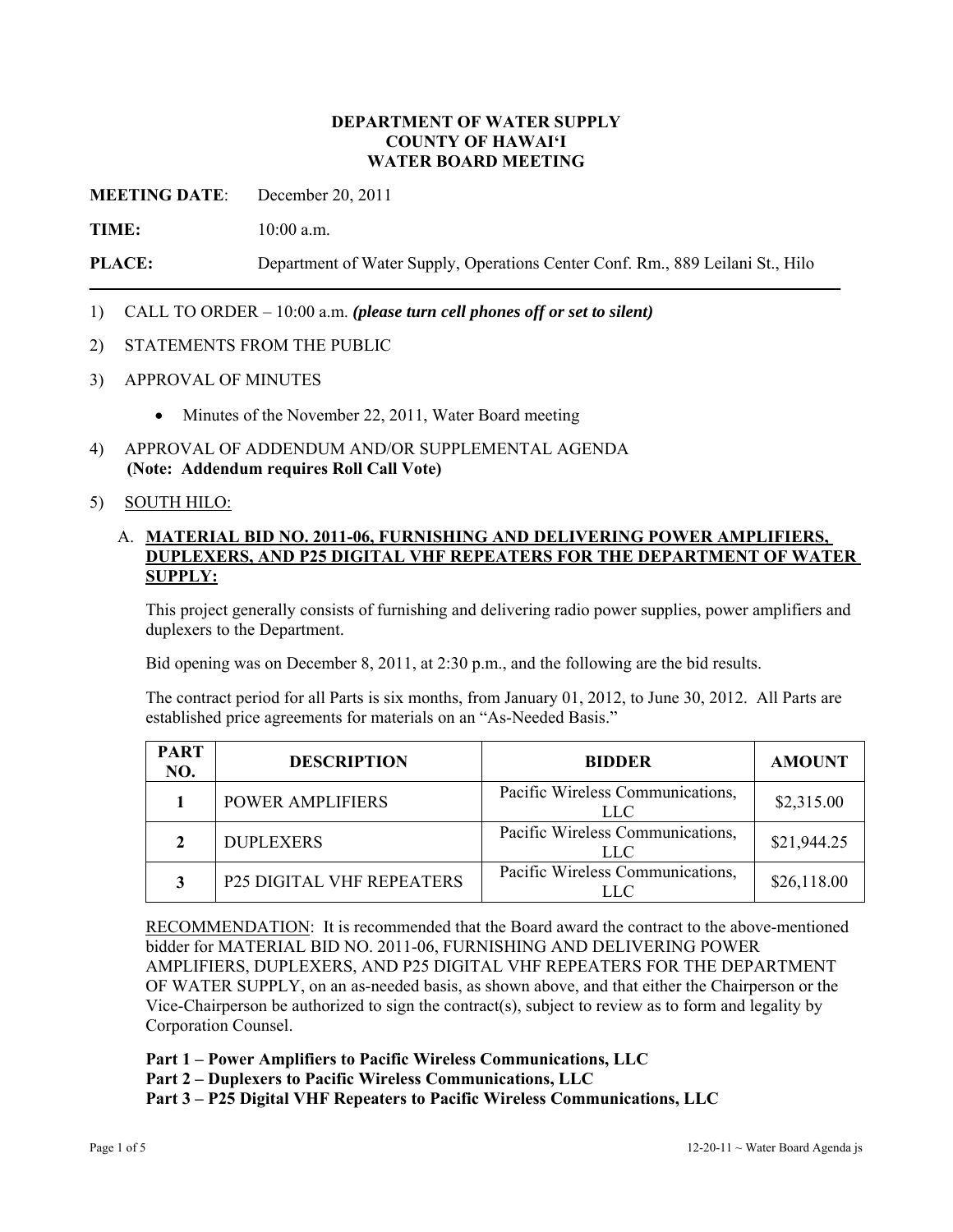**DEPARTMENT OF WATER SUPPLY**
**COUNTY OF HAWAIʻI**
**WATER BOARD MEETING**

**MEETING DATE**: December 20, 2011

**TIME:** 10:00 a.m.

**PLACE:** Department of Water Supply, Operations Center Conf. Rm., 889 Leilani St., Hilo

---

1) CALL TO ORDER – 10:00 a.m. ***(please turn cell phones off or set to silent)***

2) STATEMENTS FROM THE PUBLIC

3) APPROVAL OF MINUTES

   - Minutes of the November 22, 2011, Water Board meeting

4) APPROVAL OF ADDENDUM AND/OR SUPPLEMENTAL AGENDA
   **(Note: Addendum requires Roll Call Vote)**

5) SOUTH HILO:

   A. **MATERIAL BID NO. 2011-06, FURNISHING AND DELIVERING POWER AMPLIFIERS, DUPLEXERS, AND P25 DIGITAL VHF REPEATERS FOR THE DEPARTMENT OF WATER SUPPLY:**

   This project generally consists of furnishing and delivering radio power supplies, power amplifiers and duplexers to the Department.

   Bid opening was on December 8, 2011, at 2:30 p.m., and the following are the bid results.

   The contract period for all Parts is six months, from January 01, 2012, to June 30, 2012. All Parts are established price agreements for materials on an "As-Needed Basis."

| PART NO. | DESCRIPTION | BIDDER | AMOUNT |
|---|---|---|---|
| **1** | POWER AMPLIFIERS | Pacific Wireless Communications, LLC | $2,315.00 |
| **2** | DUPLEXERS | Pacific Wireless Communications, LLC | $21,944.25 |
| **3** | P25 DIGITAL VHF REPEATERS | Pacific Wireless Communications, LLC | $26,118.00 |

   RECOMMENDATION: It is recommended that the Board award the contract to the above-mentioned bidder for MATERIAL BID NO. 2011-06, FURNISHING AND DELIVERING POWER AMPLIFIERS, DUPLEXERS, AND P25 DIGITAL VHF REPEATERS FOR THE DEPARTMENT OF WATER SUPPLY, on an as-needed basis, as shown above, and that either the Chairperson or the Vice-Chairperson be authorized to sign the contract(s), subject to review as to form and legality by Corporation Counsel.

   **Part 1 – Power Amplifiers to Pacific Wireless Communications, LLC**
   **Part 2 – Duplexers to Pacific Wireless Communications, LLC**
   **Part 3 – P25 Digital VHF Repeaters to Pacific Wireless Communications, LLC**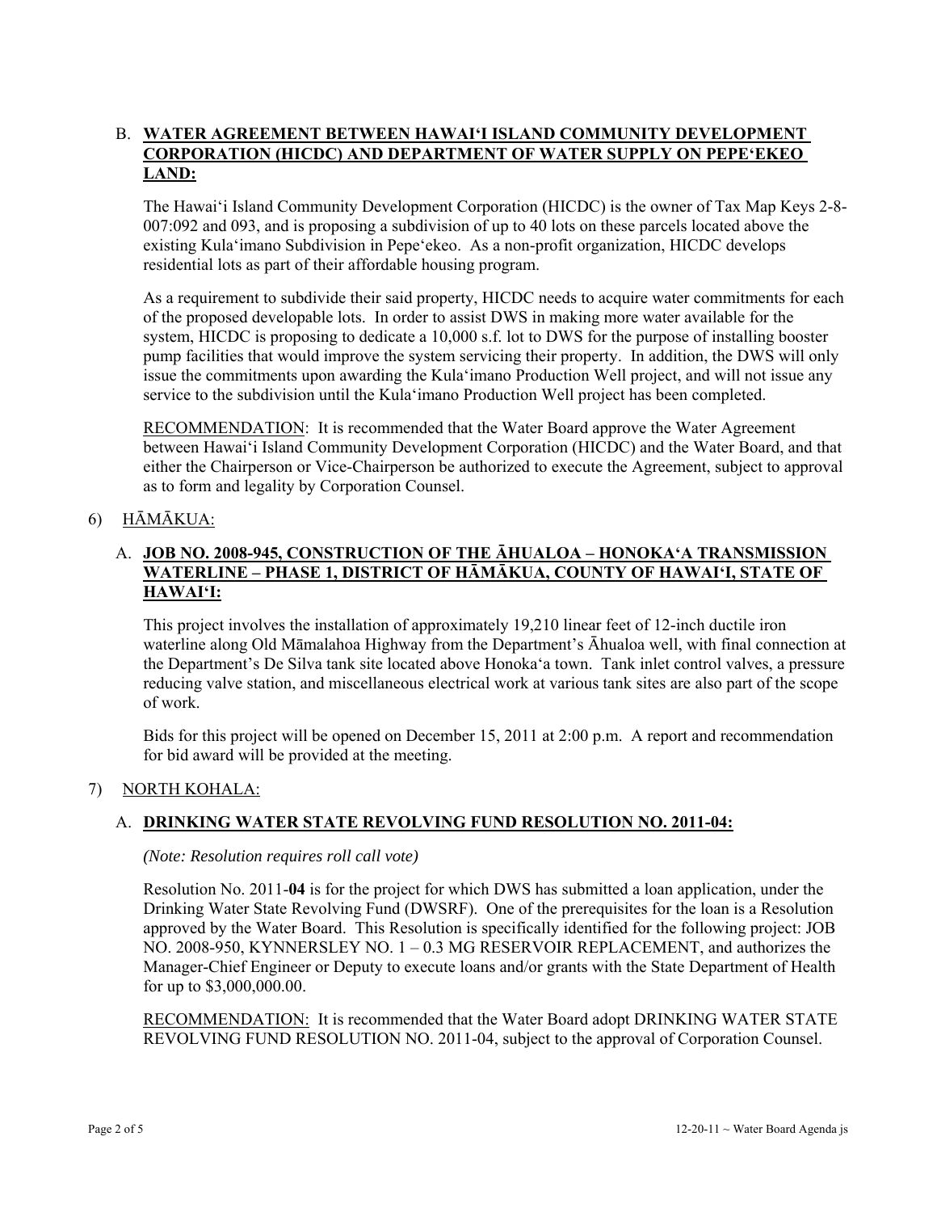B. **WATER AGREEMENT BETWEEN HAWAIʻI ISLAND COMMUNITY DEVELOPMENT CORPORATION (HICDC) AND DEPARTMENT OF WATER SUPPLY ON PEPEʻEKEO LAND:**

The Hawaiʻi Island Community Development Corporation (HICDC) is the owner of Tax Map Keys 2-8-007:092 and 093, and is proposing a subdivision of up to 40 lots on these parcels located above the existing Kulaʻimano Subdivision in Pepeʻekeo. As a non-profit organization, HICDC develops residential lots as part of their affordable housing program.

As a requirement to subdivide their said property, HICDC needs to acquire water commitments for each of the proposed developable lots. In order to assist DWS in making more water available for the system, HICDC is proposing to dedicate a 10,000 s.f. lot to DWS for the purpose of installing booster pump facilities that would improve the system servicing their property. In addition, the DWS will only issue the commitments upon awarding the Kulaʻimano Production Well project, and will not issue any service to the subdivision until the Kulaʻimano Production Well project has been completed.

RECOMMENDATION: It is recommended that the Water Board approve the Water Agreement between Hawaiʻi Island Community Development Corporation (HICDC) and the Water Board, and that either the Chairperson or Vice-Chairperson be authorized to execute the Agreement, subject to approval as to form and legality by Corporation Counsel.

6) HĀMĀKUA:

A. **JOB NO. 2008-945, CONSTRUCTION OF THE ĀHUALOA – HONOKAʻA TRANSMISSION WATERLINE – PHASE 1, DISTRICT OF HĀMĀKUA, COUNTY OF HAWAIʻI, STATE OF HAWAIʻI:**

This project involves the installation of approximately 19,210 linear feet of 12-inch ductile iron waterline along Old Māmalahoa Highway from the Department's Āhualoa well, with final connection at the Department's De Silva tank site located above Honokaʻa town. Tank inlet control valves, a pressure reducing valve station, and miscellaneous electrical work at various tank sites are also part of the scope of work.

Bids for this project will be opened on December 15, 2011 at 2:00 p.m. A report and recommendation for bid award will be provided at the meeting.

7) NORTH KOHALA:

A. **DRINKING WATER STATE REVOLVING FUND RESOLUTION NO. 2011-04:**

*(Note: Resolution requires roll call vote)*

Resolution No. 2011-**04** is for the project for which DWS has submitted a loan application, under the Drinking Water State Revolving Fund (DWSRF). One of the prerequisites for the loan is a Resolution approved by the Water Board. This Resolution is specifically identified for the following project: JOB NO. 2008-950, KYNNERSLEY NO. 1 – 0.3 MG RESERVOIR REPLACEMENT, and authorizes the Manager-Chief Engineer or Deputy to execute loans and/or grants with the State Department of Health for up to $3,000,000.00.

RECOMMENDATION: It is recommended that the Water Board adopt DRINKING WATER STATE REVOLVING FUND RESOLUTION NO. 2011-04, subject to the approval of Corporation Counsel.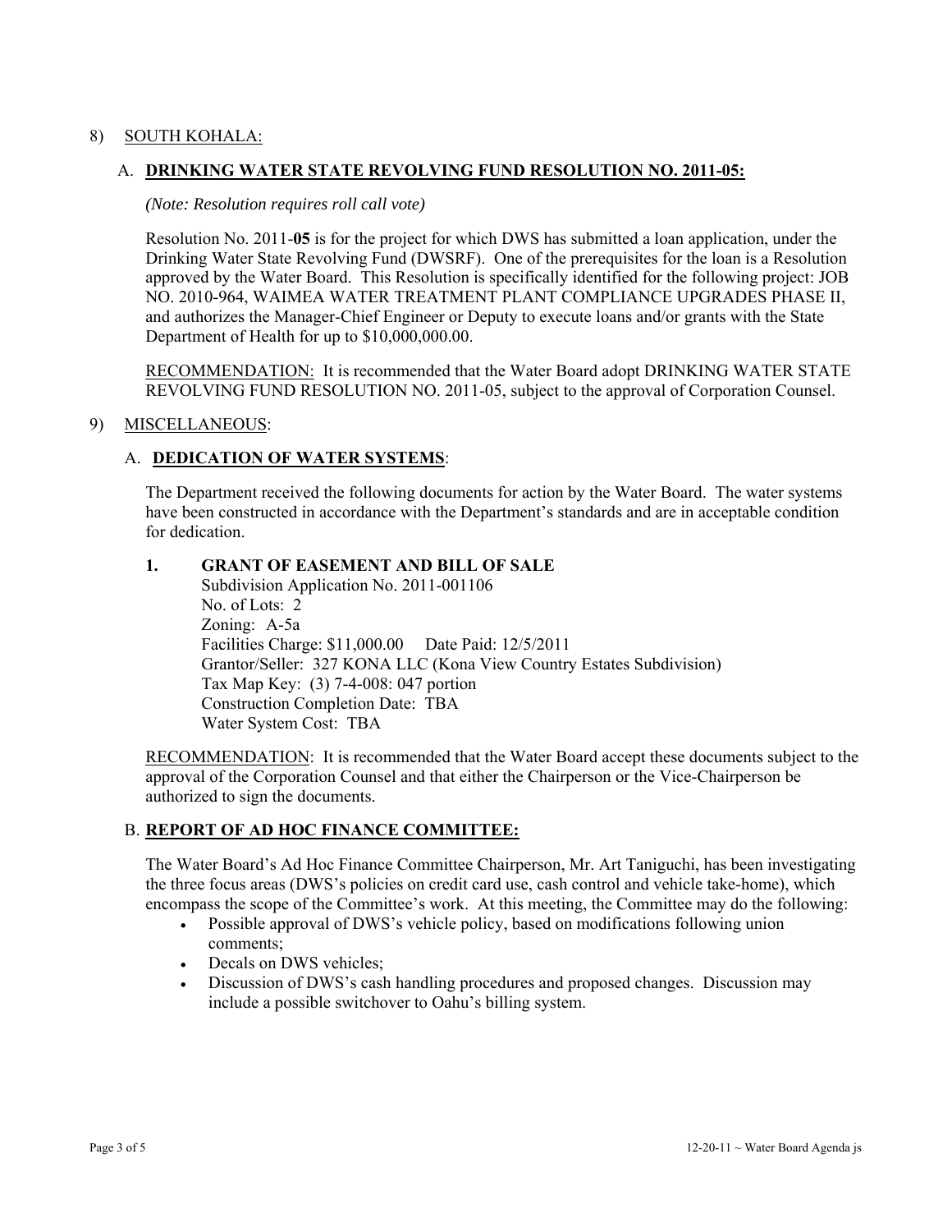8) <u>SOUTH KOHALA:</u>

A. **<u>DRINKING WATER STATE REVOLVING FUND RESOLUTION NO. 2011-05:</u>**

*(Note: Resolution requires roll call vote)*

Resolution No. 2011-**05** is for the project for which DWS has submitted a loan application, under the Drinking Water State Revolving Fund (DWSRF). One of the prerequisites for the loan is a Resolution approved by the Water Board. This Resolution is specifically identified for the following project: JOB NO. 2010-964, WAIMEA WATER TREATMENT PLANT COMPLIANCE UPGRADES PHASE II, and authorizes the Manager-Chief Engineer or Deputy to execute loans and/or grants with the State Department of Health for up to $10,000,000.00.

<u>RECOMMENDATION:</u> It is recommended that the Water Board adopt DRINKING WATER STATE REVOLVING FUND RESOLUTION NO. 2011-05, subject to the approval of Corporation Counsel.

9) <u>MISCELLANEOUS</u>:

A. **<u>DEDICATION OF WATER SYSTEMS</u>**:

The Department received the following documents for action by the Water Board. The water systems have been constructed in accordance with the Department's standards and are in acceptable condition for dedication.

**1. GRANT OF EASEMENT AND BILL OF SALE**

Subdivision Application No. 2011-001106
No. of Lots: 2
Zoning: A-5a
Facilities Charge: $11,000.00 Date Paid: 12/5/2011
Grantor/Seller: 327 KONA LLC (Kona View Country Estates Subdivision)
Tax Map Key: (3) 7-4-008: 047 portion
Construction Completion Date: TBA
Water System Cost: TBA

<u>RECOMMENDATION</u>: It is recommended that the Water Board accept these documents subject to the approval of the Corporation Counsel and that either the Chairperson or the Vice-Chairperson be authorized to sign the documents.

B. **<u>REPORT OF AD HOC FINANCE COMMITTEE:</u>**

The Water Board's Ad Hoc Finance Committee Chairperson, Mr. Art Taniguchi, has been investigating the three focus areas (DWS's policies on credit card use, cash control and vehicle take-home), which encompass the scope of the Committee's work. At this meeting, the Committee may do the following:

- Possible approval of DWS's vehicle policy, based on modifications following union comments;
- Decals on DWS vehicles;
- Discussion of DWS's cash handling procedures and proposed changes. Discussion may include a possible switchover to Oahu's billing system.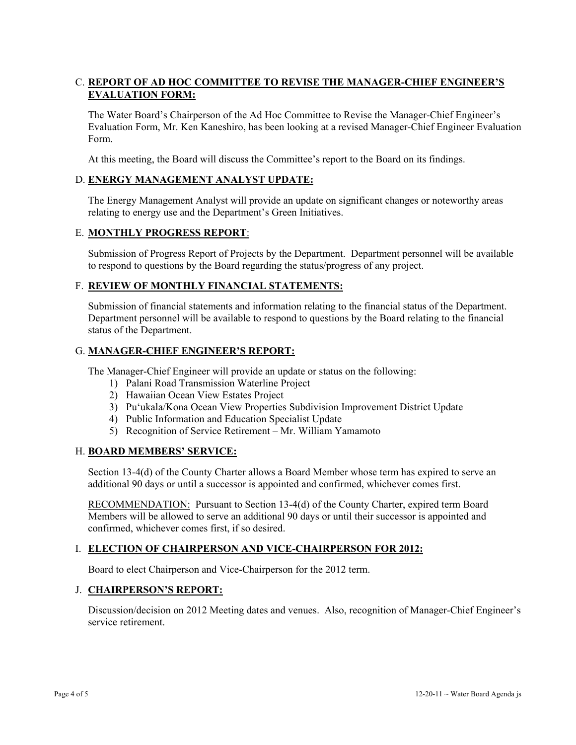C. **REPORT OF AD HOC COMMITTEE TO REVISE THE MANAGER-CHIEF ENGINEER'S EVALUATION FORM:**

The Water Board's Chairperson of the Ad Hoc Committee to Revise the Manager-Chief Engineer's Evaluation Form, Mr. Ken Kaneshiro, has been looking at a revised Manager-Chief Engineer Evaluation Form.

At this meeting, the Board will discuss the Committee's report to the Board on its findings.

D. **ENERGY MANAGEMENT ANALYST UPDATE:**

The Energy Management Analyst will provide an update on significant changes or noteworthy areas relating to energy use and the Department's Green Initiatives.

E. **MONTHLY PROGRESS REPORT**:

Submission of Progress Report of Projects by the Department. Department personnel will be available to respond to questions by the Board regarding the status/progress of any project.

F. **REVIEW OF MONTHLY FINANCIAL STATEMENTS:**

Submission of financial statements and information relating to the financial status of the Department. Department personnel will be available to respond to questions by the Board relating to the financial status of the Department.

G. **MANAGER-CHIEF ENGINEER'S REPORT:**

The Manager-Chief Engineer will provide an update or status on the following:

1) Palani Road Transmission Waterline Project
2) Hawaiian Ocean View Estates Project
3) Pu'ukala/Kona Ocean View Properties Subdivision Improvement District Update
4) Public Information and Education Specialist Update
5) Recognition of Service Retirement – Mr. William Yamamoto

H. **BOARD MEMBERS' SERVICE:**

Section 13-4(d) of the County Charter allows a Board Member whose term has expired to serve an additional 90 days or until a successor is appointed and confirmed, whichever comes first.

RECOMMENDATION: Pursuant to Section 13-4(d) of the County Charter, expired term Board Members will be allowed to serve an additional 90 days or until their successor is appointed and confirmed, whichever comes first, if so desired.

I. **ELECTION OF CHAIRPERSON AND VICE-CHAIRPERSON FOR 2012:**

Board to elect Chairperson and Vice-Chairperson for the 2012 term.

J. **CHAIRPERSON'S REPORT:**

Discussion/decision on 2012 Meeting dates and venues. Also, recognition of Manager-Chief Engineer's service retirement.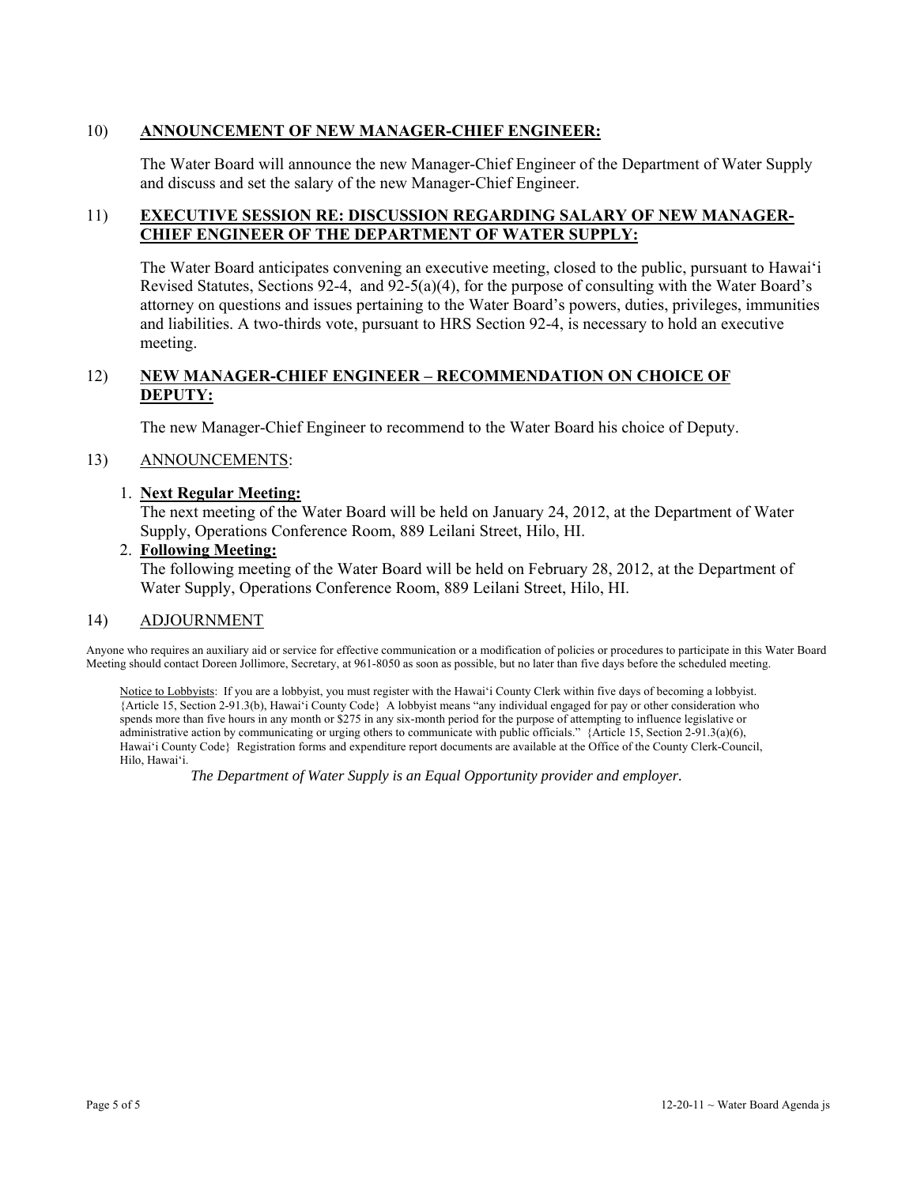10) **ANNOUNCEMENT OF NEW MANAGER-CHIEF ENGINEER:**

The Water Board will announce the new Manager-Chief Engineer of the Department of Water Supply and discuss and set the salary of the new Manager-Chief Engineer.

11) **EXECUTIVE SESSION RE: DISCUSSION REGARDING SALARY OF NEW MANAGER-CHIEF ENGINEER OF THE DEPARTMENT OF WATER SUPPLY:**

The Water Board anticipates convening an executive meeting, closed to the public, pursuant to Hawai'i Revised Statutes, Sections 92-4, and 92-5(a)(4), for the purpose of consulting with the Water Board's attorney on questions and issues pertaining to the Water Board's powers, duties, privileges, immunities and liabilities. A two-thirds vote, pursuant to HRS Section 92-4, is necessary to hold an executive meeting.

12) **NEW MANAGER-CHIEF ENGINEER – RECOMMENDATION ON CHOICE OF DEPUTY:**

The new Manager-Chief Engineer to recommend to the Water Board his choice of Deputy.

13) ANNOUNCEMENTS:

1. **Next Regular Meeting:**
   The next meeting of the Water Board will be held on January 24, 2012, at the Department of Water Supply, Operations Conference Room, 889 Leilani Street, Hilo, HI.
2. **Following Meeting:**
   The following meeting of the Water Board will be held on February 28, 2012, at the Department of Water Supply, Operations Conference Room, 889 Leilani Street, Hilo, HI.

14) ADJOURNMENT

Anyone who requires an auxiliary aid or service for effective communication or a modification of policies or procedures to participate in this Water Board Meeting should contact Doreen Jollimore, Secretary, at 961-8050 as soon as possible, but no later than five days before the scheduled meeting.

Notice to Lobbyists: If you are a lobbyist, you must register with the Hawai'i County Clerk within five days of becoming a lobbyist. {Article 15, Section 2-91.3(b), Hawai'i County Code} A lobbyist means "any individual engaged for pay or other consideration who spends more than five hours in any month or $275 in any six-month period for the purpose of attempting to influence legislative or administrative action by communicating or urging others to communicate with public officials." {Article 15, Section 2-91.3(a)(6), Hawai'i County Code} Registration forms and expenditure report documents are available at the Office of the County Clerk-Council, Hilo, Hawai'i.

*The Department of Water Supply is an Equal Opportunity provider and employer.*